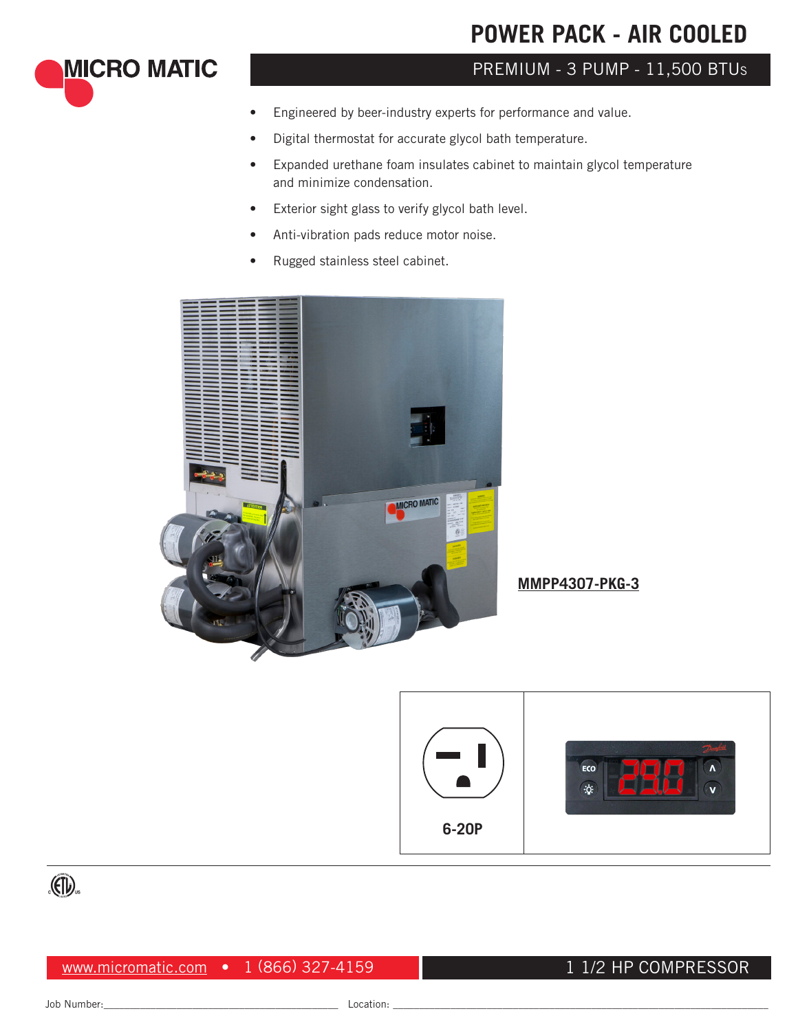MICRO MATIC

# POWER PACK - AIR COOLED

## PREMIUM - 3 PUMP - 11,500 BTUs

- Engineered by beer-industry experts for performance and value.
- Digital thermostat for accurate glycol bath temperature.
- Expanded urethane foam insulates cabinet to maintain glycol temperature and minimize condensation.
- Exterior sight glass to verify glycol bath level.
- Anti-vibration pads reduce motor noise.
- Rugged stainless steel cabinet.

**MMPP4307-PKG-3**

6-20P

www.micromatic.com • 1 (866) 327-4159

1 1/2 HP COMPRESSOR

Job Number:______________________ Location: ______________________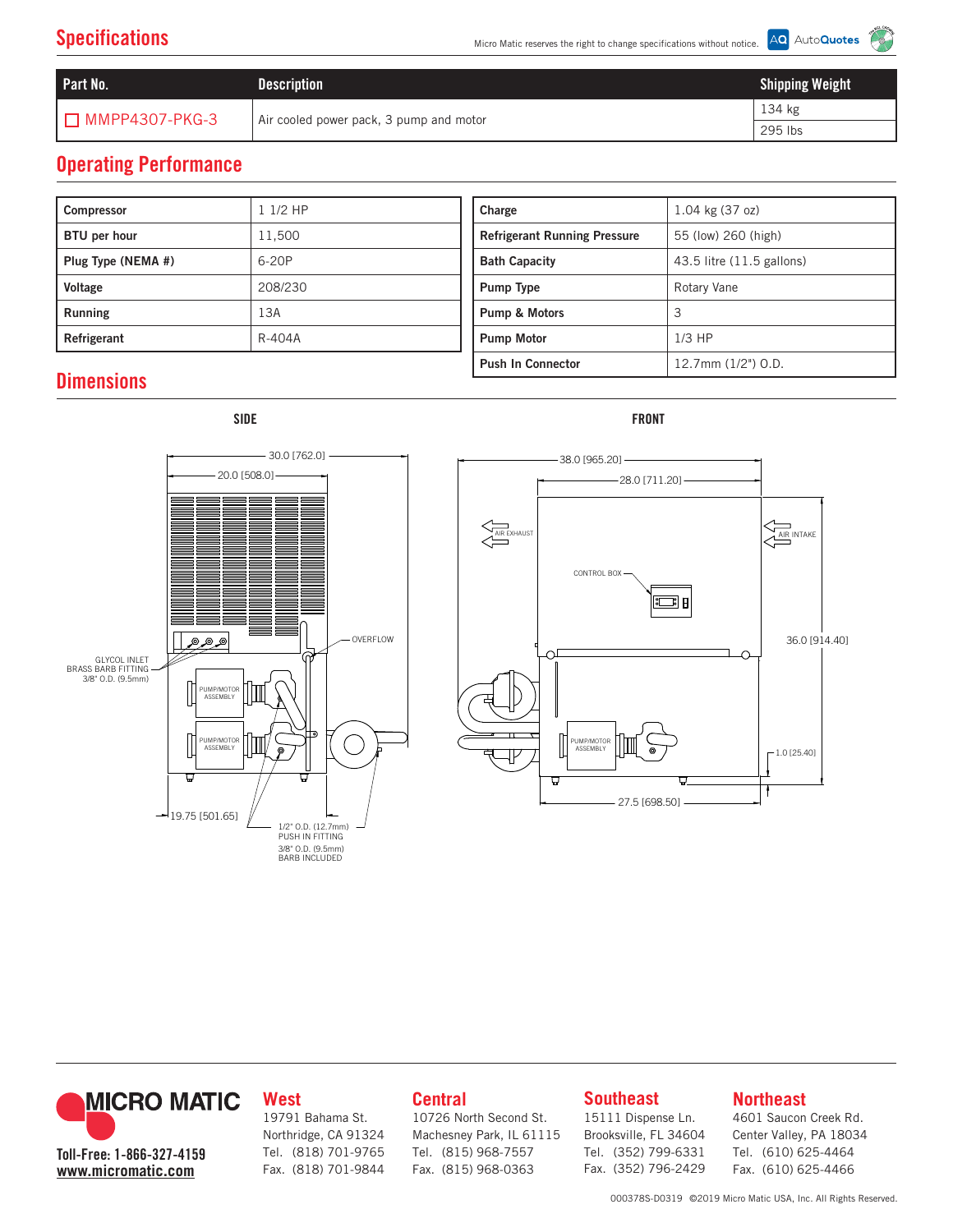## Specifications

Micro Matic reserves the right to change specifications without notice.

| Part No. | Description | Shipping Weight |
|---|---|---|
| ☐ MMPP4307-PKG-3 | Air cooled power pack, 3 pump and motor | 134 kg<br>295 lbs |

## Operating Performance

| | |
|---|---|
| **Compressor** | 1 1/2 HP |
| **BTU per hour** | 11,500 |
| **Plug Type (NEMA #)** | 6-20P |
| **Voltage** | 208/230 |
| **Running** | 13A |
| **Refrigerant** | R-404A |

| | |
|---|---|
| **Charge** | 1.04 kg (37 oz) |
| **Refrigerant Running Pressure** | 55 (low) 260 (high) |
| **Bath Capacity** | 43.5 litre (11.5 gallons) |
| **Pump Type** | Rotary Vane |
| **Pump & Motors** | 3 |
| **Pump Motor** | 1/3 HP |
| **Push In Connector** | 12.7mm (1/2") O.D. |

## Dimensions

SIDE

30.0 [762.0]
20.0 [508.0]
OVERFLOW
GLYCOL INLET BRASS BARB FITTING 3/8" O.D. (9.5mm)
PUMP/MOTOR ASSEMBLY
PUMP/MOTOR ASSEMBLY
19.75 [501.65]
1/2" O.D. (12.7mm) PUSH IN FITTING
3/8" O.D. (9.5mm) BARB INCLUDED

FRONT

38.0 [965.20]
28.0 [711.20]
AIR EXHAUST
AIR INTAKE
CONTROL BOX
36.0 [914.40]
PUMP/MOTOR ASSEMBLY
1.0 [25.40]
27.5 [698.50]

**MICRO MATIC**

Toll-Free: 1-866-327-4159
www.micromatic.com

**West**
19791 Bahama St.
Northridge, CA 91324
Tel. (818) 701-9765
Fax. (818) 701-9844

**Central**
10726 North Second St.
Machesney Park, IL 61115
Tel. (815) 968-7557
Fax. (815) 968-0363

**Southeast**
15111 Dispense Ln.
Brooksville, FL 34604
Tel. (352) 799-6331
Fax. (352) 796-2429

**Northeast**
4601 Saucon Creek Rd.
Center Valley, PA 18034
Tel. (610) 625-4464
Fax. (610) 625-4466

000378S-D0319 ©2019 Micro Matic USA, Inc. All Rights Reserved.